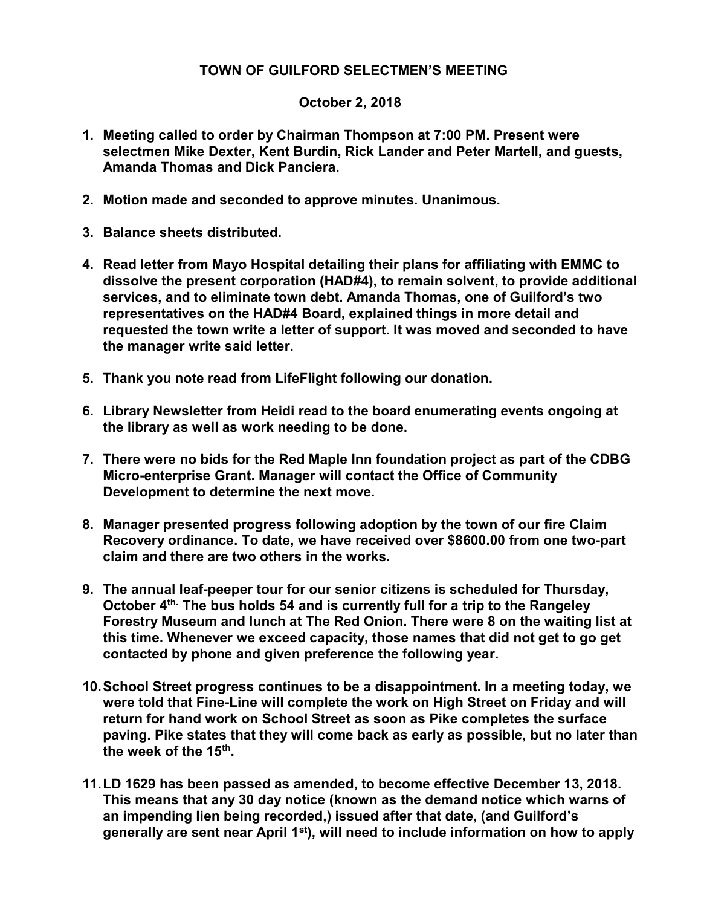**TOWN OF GUILFORD SELECTMEN'S MEETING**

**October 2, 2018**

1. **Meeting called to order by Chairman Thompson at 7:00 PM. Present were selectmen Mike Dexter, Kent Burdin, Rick Lander and Peter Martell, and guests, Amanda Thomas and Dick Panciera.**

2. **Motion made and seconded to approve minutes. Unanimous.**

3. **Balance sheets distributed.**

4. **Read letter from Mayo Hospital detailing their plans for affiliating with EMMC to dissolve the present corporation (HAD#4), to remain solvent, to provide additional services, and to eliminate town debt. Amanda Thomas, one of Guilford's two representatives on the HAD#4 Board, explained things in more detail and requested the town write a letter of support. It was moved and seconded to have the manager write said letter.**

5. **Thank you note read from LifeFlight following our donation.**

6. **Library Newsletter from Heidi read to the board enumerating events ongoing at the library as well as work needing to be done.**

7. **There were no bids for the Red Maple Inn foundation project as part of the CDBG Micro-enterprise Grant. Manager will contact the Office of Community Development to determine the next move.**

8. **Manager presented progress following adoption by the town of our fire Claim Recovery ordinance. To date, we have received over $8600.00 from one two-part claim and there are two others in the works.**

9. **The annual leaf-peeper tour for our senior citizens is scheduled for Thursday, October 4th. The bus holds 54 and is currently full for a trip to the Rangeley Forestry Museum and lunch at The Red Onion. There were 8 on the waiting list at this time. Whenever we exceed capacity, those names that did not get to go get contacted by phone and given preference the following year.**

10. **School Street progress continues to be a disappointment. In a meeting today, we were told that Fine-Line will complete the work on High Street on Friday and will return for hand work on School Street as soon as Pike completes the surface paving. Pike states that they will come back as early as possible, but no later than the week of the 15th.**

11. **LD 1629 has been passed as amended, to become effective December 13, 2018. This means that any 30 day notice (known as the demand notice which warns of an impending lien being recorded,) issued after that date, (and Guilford's generally are sent near April 1st), will need to include information on how to apply**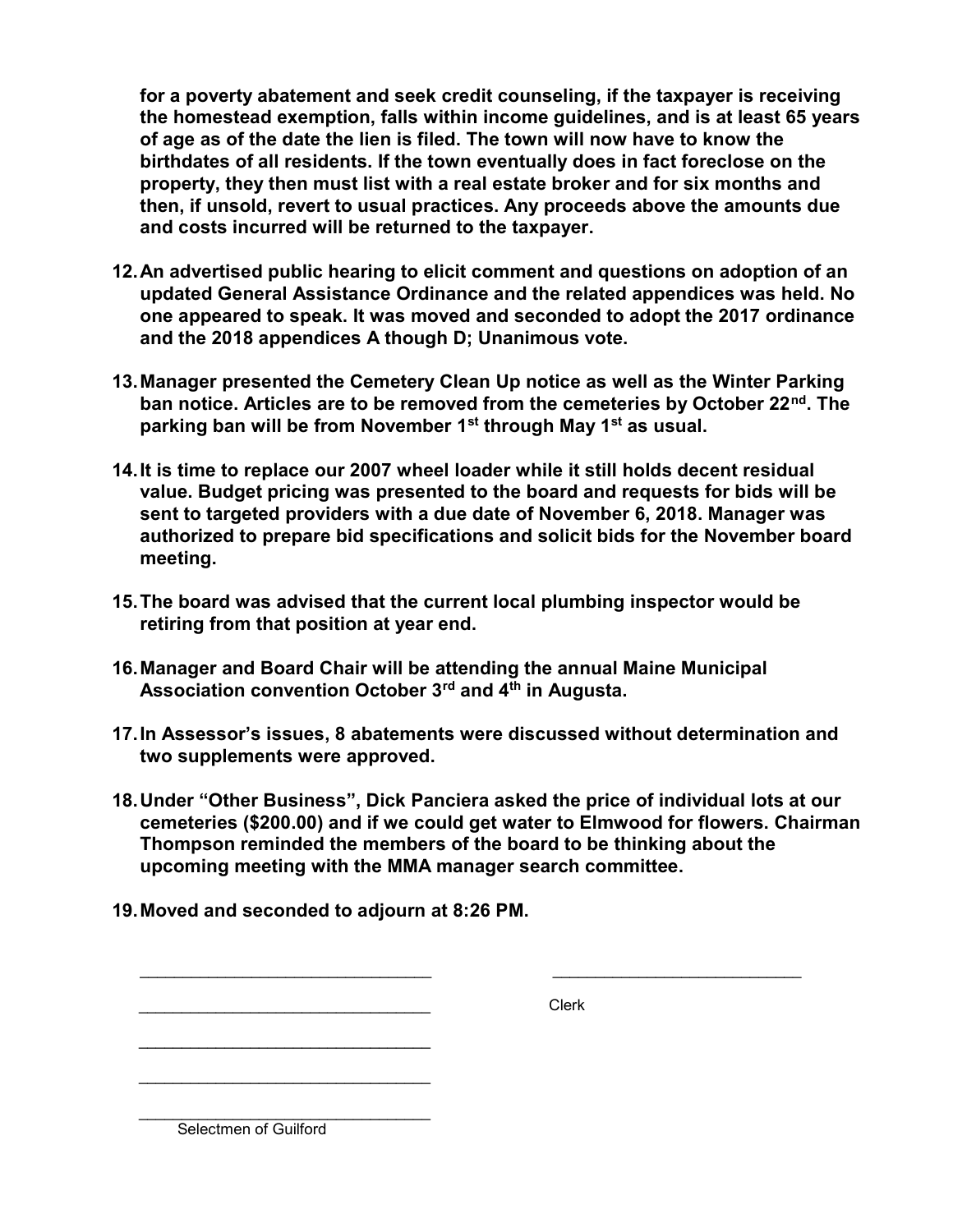**for a poverty abatement and seek credit counseling, if the taxpayer is receiving the homestead exemption, falls within income guidelines, and is at least 65 years of age as of the date the lien is filed. The town will now have to know the birthdates of all residents. If the town eventually does in fact foreclose on the property, they then must list with a real estate broker and for six months and then, if unsold, revert to usual practices. Any proceeds above the amounts due and costs incurred will be returned to the taxpayer.**

12. **An advertised public hearing to elicit comment and questions on adoption of an updated General Assistance Ordinance and the related appendices was held. No one appeared to speak. It was moved and seconded to adopt the 2017 ordinance and the 2018 appendices A though D; Unanimous vote.**

13. **Manager presented the Cemetery Clean Up notice as well as the Winter Parking ban notice. Articles are to be removed from the cemeteries by October 22nd. The parking ban will be from November 1st through May 1st as usual.**

14. **It is time to replace our 2007 wheel loader while it still holds decent residual value. Budget pricing was presented to the board and requests for bids will be sent to targeted providers with a due date of November 6, 2018. Manager was authorized to prepare bid specifications and solicit bids for the November board meeting.**

15. **The board was advised that the current local plumbing inspector would be retiring from that position at year end.**

16. **Manager and Board Chair will be attending the annual Maine Municipal Association convention October 3rd and 4th in Augusta.**

17. **In Assessor's issues, 8 abatements were discussed without determination and two supplements were approved.**

18. **Under "Other Business", Dick Panciera asked the price of individual lots at our cemeteries ($200.00) and if we could get water to Elmwood for flowers. Chairman Thompson reminded the members of the board to be thinking about the upcoming meeting with the MMA manager search committee.**

19. **Moved and seconded to adjourn at 8:26 PM.**

\_\_\_\_\_\_\_\_\_\_\_\_\_\_\_\_\_\_\_\_\_\_\_\_\_\_\_\_\_\_ \_\_\_\_\_\_\_\_\_\_\_\_\_\_\_\_\_\_\_\_\_\_\_\_\_\_\_\_\_\_

\_\_\_\_\_\_\_\_\_\_\_\_\_\_\_\_\_\_\_\_\_\_\_\_\_\_\_\_\_\_ Clerk

\_\_\_\_\_\_\_\_\_\_\_\_\_\_\_\_\_\_\_\_\_\_\_\_\_\_\_\_\_\_

\_\_\_\_\_\_\_\_\_\_\_\_\_\_\_\_\_\_\_\_\_\_\_\_\_\_\_\_\_\_

\_\_\_\_\_\_\_\_\_\_\_\_\_\_\_\_\_\_\_\_\_\_\_\_\_\_\_\_\_\_

Selectmen of Guilford